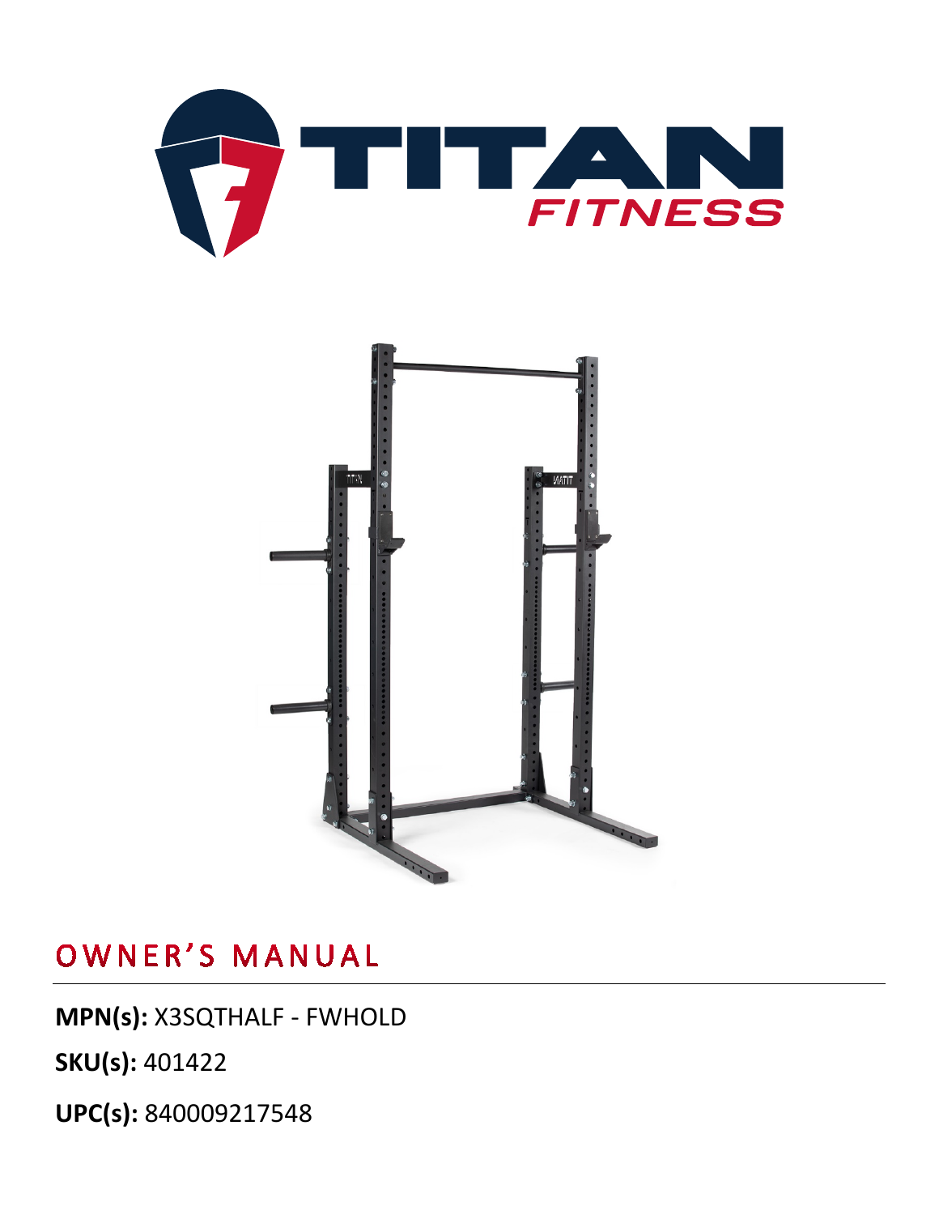# OWNER'S MANUAL

**MPN(s):** X3SQTHALF - FWHOLD

**SKU(s):** 401422

**UPC(s):** 840009217548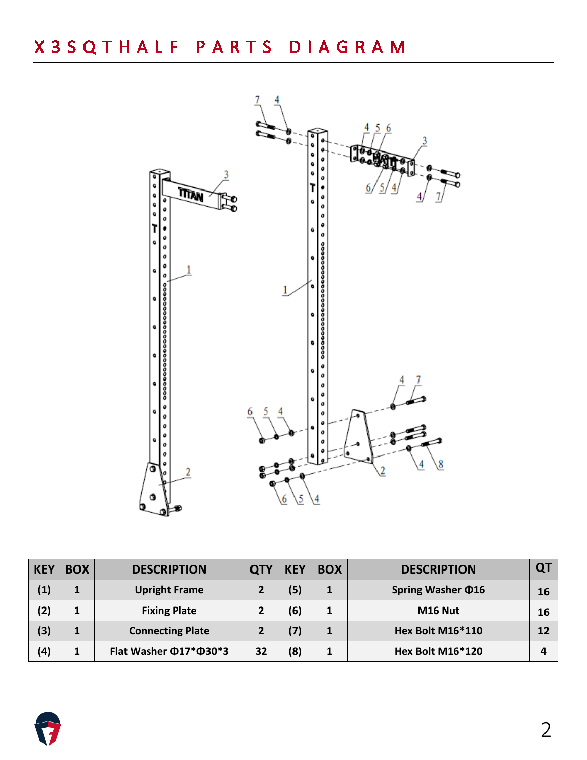# X3SQTHALF PARTS DIAGRAM

| KEY | BOX | DESCRIPTION | QTY | KEY | BOX | DESCRIPTION | QT |
|---|---|---|---|---|---|---|---|
| (1) | 1 | Upright Frame | 2 | (5) | 1 | Spring Washer Φ16 | 16 |
| (2) | 1 | Fixing Plate | 2 | (6) | 1 | M16 Nut | 16 |
| (3) | 1 | Connecting Plate | 2 | (7) | 1 | Hex Bolt M16*110 | 12 |
| (4) | 1 | Flat Washer Φ17*Φ30*3 | 32 | (8) | 1 | Hex Bolt M16*120 | 4 |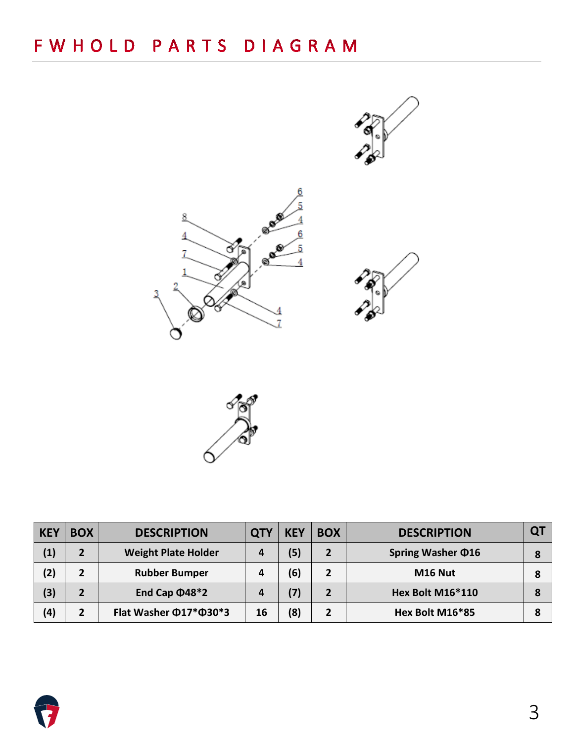# FWHOLD PARTS DIAGRAM

| KEY | BOX | DESCRIPTION | QTY | KEY | BOX | DESCRIPTION | QT |
|---|---|---|---|---|---|---|---|
| (1) | 2 | Weight Plate Holder | 4 | (5) | 2 | Spring Washer Φ16 | 8 |
| (2) | 2 | Rubber Bumper | 4 | (6) | 2 | M16 Nut | 8 |
| (3) | 2 | End Cap Φ48*2 | 4 | (7) | 2 | Hex Bolt M16*110 | 8 |
| (4) | 2 | Flat Washer Φ17*Φ30*3 | 16 | (8) | 2 | Hex Bolt M16*85 | 8 |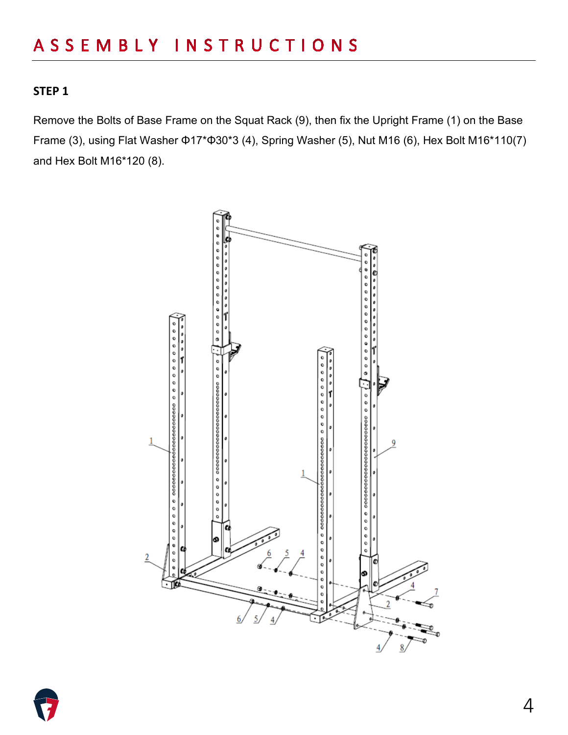# ASSEMBLY INSTRUCTIONS

**STEP 1**

Remove the Bolts of Base Frame on the Squat Rack (9), then fix the Upright Frame (1) on the Base Frame (3), using Flat Washer Φ17*Φ30*3 (4), Spring Washer (5), Nut M16 (6), Hex Bolt M16*110(7) and Hex Bolt M16*120 (8).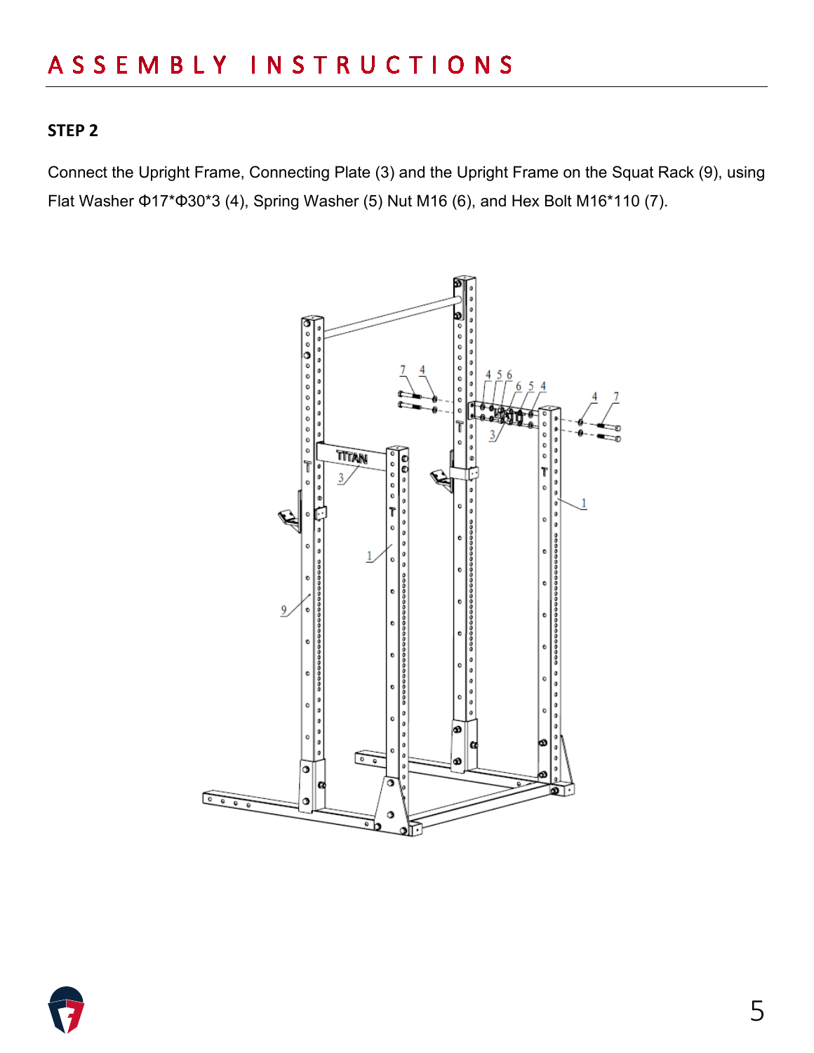# ASSEMBLY INSTRUCTIONS

**STEP 2**

Connect the Upright Frame, Connecting Plate (3) and the Upright Frame on the Squat Rack (9), using Flat Washer Φ17*Φ30*3 (4), Spring Washer (5) Nut M16 (6), and Hex Bolt M16*110 (7).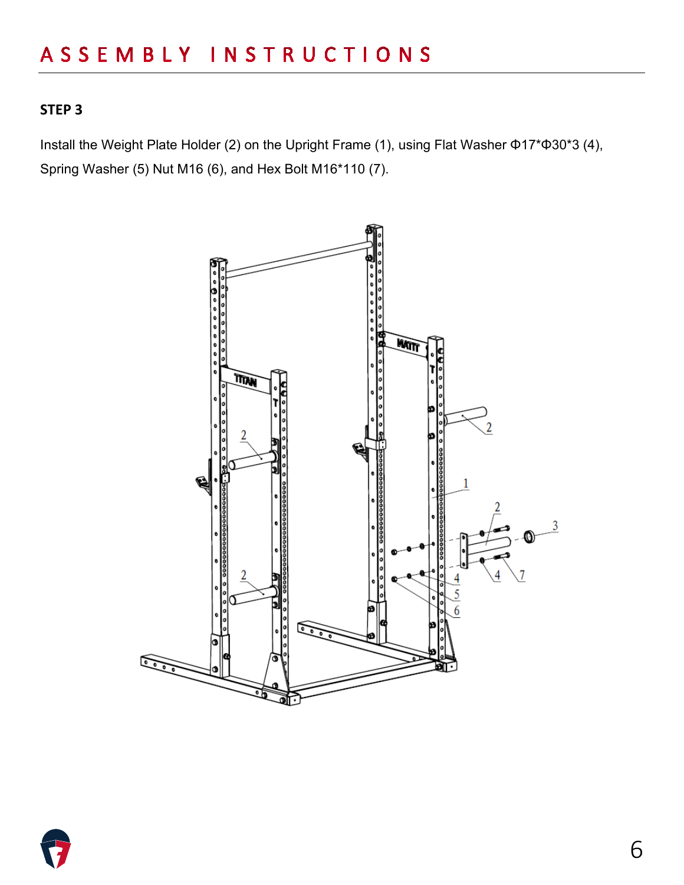# ASSEMBLY INSTRUCTIONS

**STEP 3**

Install the Weight Plate Holder (2) on the Upright Frame (1), using Flat Washer Φ17*Φ30*3 (4), Spring Washer (5) Nut M16 (6), and Hex Bolt M16*110 (7).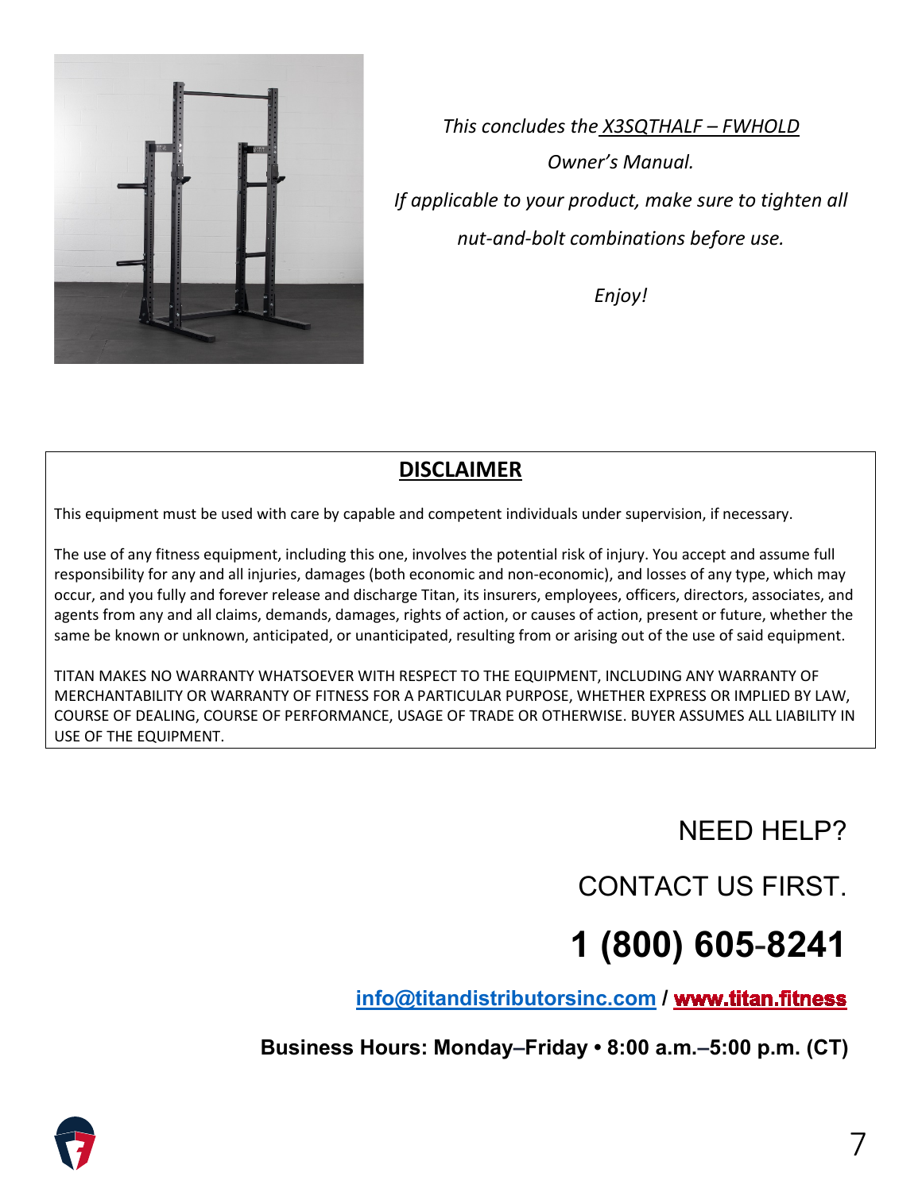*This concludes the X3SQTHALF – FWHOLD Owner's Manual.*

*If applicable to your product, make sure to tighten all nut-and-bolt combinations before use.*

*Enjoy!*

## DISCLAIMER

This equipment must be used with care by capable and competent individuals under supervision, if necessary.

The use of any fitness equipment, including this one, involves the potential risk of injury. You accept and assume full responsibility for any and all injuries, damages (both economic and non-economic), and losses of any type, which may occur, and you fully and forever release and discharge Titan, its insurers, employees, officers, directors, associates, and agents from any and all claims, demands, damages, rights of action, or causes of action, present or future, whether the same be known or unknown, anticipated, or unanticipated, resulting from or arising out of the use of said equipment.

TITAN MAKES NO WARRANTY WHATSOEVER WITH RESPECT TO THE EQUIPMENT, INCLUDING ANY WARRANTY OF MERCHANTABILITY OR WARRANTY OF FITNESS FOR A PARTICULAR PURPOSE, WHETHER EXPRESS OR IMPLIED BY LAW, COURSE OF DEALING, COURSE OF PERFORMANCE, USAGE OF TRADE OR OTHERWISE. BUYER ASSUMES ALL LIABILITY IN USE OF THE EQUIPMENT.

NEED HELP?

CONTACT US FIRST.

**1 (800) 605-8241**

**info@titandistributorsinc.com / www.titan.fitness**

**Business Hours: Monday–Friday • 8:00 a.m.–5:00 p.m. (CT)**